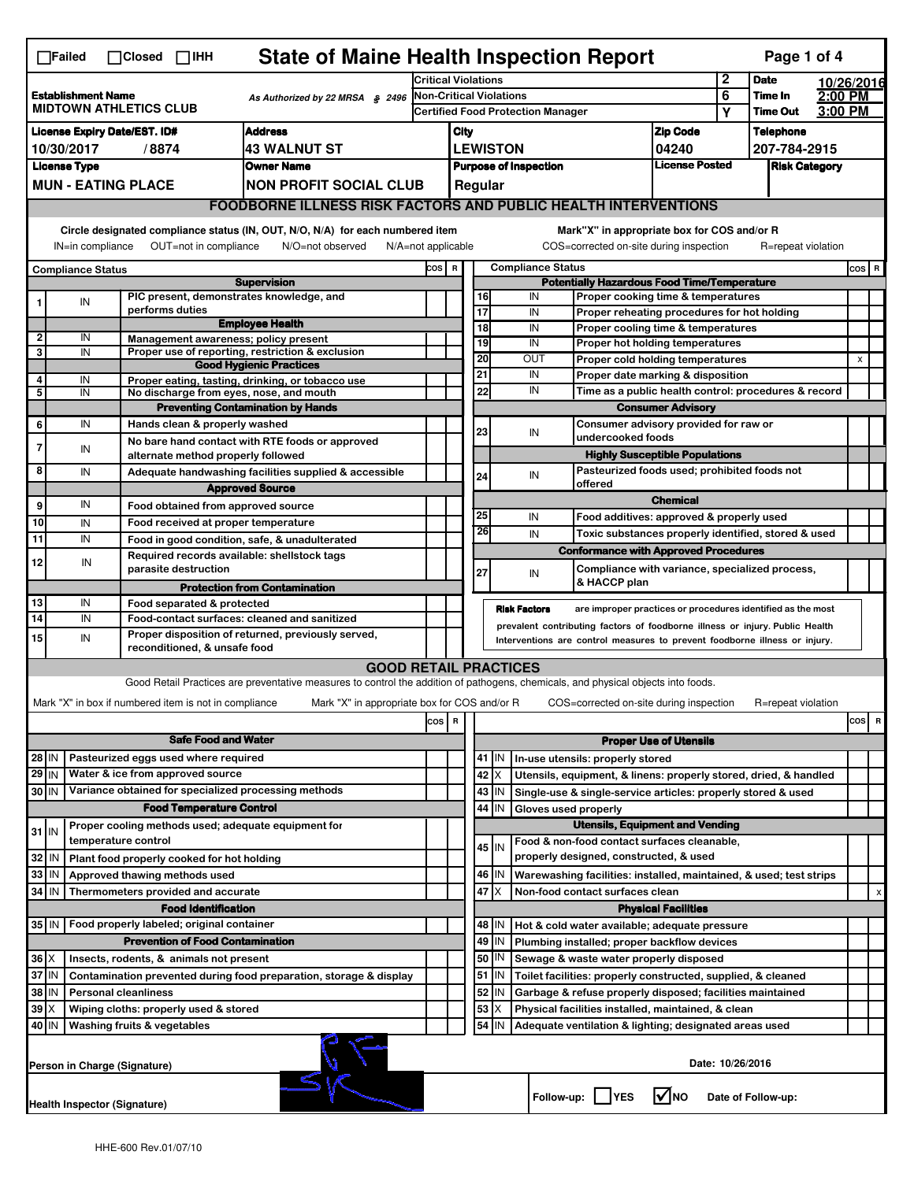☐Failed ☐Closed ☐IHH

# State of Maine Health Inspection Report

| Establishment Name | As Authorized by 22 MRSA § 2496 | Critical Violations | 2 | Date | 10/26/2016 |
|---|---|---|---|---|---|
| MIDTOWN ATHLETICS CLUB | | Non-Critical Violations | 6 | Time In | 2:00 PM |
| | | Certified Food Protection Manager | Y | Time Out | 3:00 PM |

| License Expiry Date/EST. ID# | Address | City | Zip Code | Telephone |
|---|---|---|---|---|
| 10/30/2017 / 8874 | 43 WALNUT ST | LEWISTON | 04240 | 207-784-2915 |

| License Type | Owner Name | Purpose of Inspection | License Posted | Risk Category |
|---|---|---|---|---|
| MUN - EATING PLACE | NON PROFIT SOCIAL CLUB | Regular | | |

## FOODBORNE ILLNESS RISK FACTORS AND PUBLIC HEALTH INTERVENTIONS

Circle designated compliance status (IN, OUT, N/O, N/A) for each numbered item — IN=in compliance, OUT=not in compliance, N/O=not observed, N/A=not applicable

Mark "X" in appropriate box for COS and/or R — COS=corrected on-site during inspection, R=repeat violation

| # | Compliance Status | | COS | R |
|---|---|---|---|---|
| | | **Supervision** | | |
| 1 | IN | PIC present, demonstrates knowledge, and performs duties | | |
| | | **Employee Health** | | |
| 2 | IN | Management awareness; policy present | | |
| 3 | IN | Proper use of reporting, restriction & exclusion | | |
| | | **Good Hygienic Practices** | | |
| 4 | IN | Proper eating, tasting, drinking, or tobacco use | | |
| 5 | IN | No discharge from eyes, nose, and mouth | | |
| | | **Preventing Contamination by Hands** | | |
| 6 | IN | Hands clean & properly washed | | |
| 7 | IN | No bare hand contact with RTE foods or approved alternate method properly followed | | |
| 8 | IN | Adequate handwashing facilities supplied & accessible | | |
| | | **Approved Source** | | |
| 9 | IN | Food obtained from approved source | | |
| 10 | IN | Food received at proper temperature | | |
| 11 | IN | Food in good condition, safe, & unadulterated | | |
| 12 | IN | Required records available: shellstock tags parasite destruction | | |
| | | **Protection from Contamination** | | |
| 13 | IN | Food separated & protected | | |
| 14 | IN | Food-contact surfaces: cleaned and sanitized | | |
| 15 | IN | Proper disposition of returned, previously served, reconditioned, & unsafe food | | |
| | | **Potentially Hazardous Food Time/Temperature** | | |
| 16 | IN | Proper cooking time & temperatures | | |
| 17 | IN | Proper reheating procedures for hot holding | | |
| 18 | IN | Proper cooling time & temperatures | | |
| 19 | IN | Proper hot holding temperatures | | |
| 20 | OUT | Proper cold holding temperatures | | X |
| 21 | IN | Proper date marking & disposition | | |
| 22 | IN | Time as a public health control: procedures & record | | |
| | | **Consumer Advisory** | | |
| 23 | IN | Consumer advisory provided for raw or undercooked foods | | |
| | | **Highly Susceptible Populations** | | |
| 24 | IN | Pasteurized foods used; prohibited foods not offered | | |
| | | **Chemical** | | |
| 25 | IN | Food additives: approved & properly used | | |
| 26 | IN | Toxic substances properly identified, stored & used | | |
| | | **Conformance with Approved Procedures** | | |
| 27 | IN | Compliance with variance, specialized process, & HACCP plan | | |

**Risk Factors** are improper practices or procedures identified as the most prevalent contributing factors of foodborne illness or injury. Public Health Interventions are control measures to prevent foodborne illness or injury.

## GOOD RETAIL PRACTICES

Good Retail Practices are preventative measures to control the addition of pathogens, chemicals, and physical objects into foods.

Mark "X" in box if numbered item is not in compliance — Mark "X" in appropriate box for COS and/or R — COS=corrected on-site during inspection, R=repeat violation

| # | Status | | COS | R |
|---|---|---|---|---|
| | | **Safe Food and Water** | | |
| 28 | IN | Pasteurized eggs used where required | | |
| 29 | IN | Water & ice from approved source | | |
| 30 | IN | Variance obtained for specialized processing methods | | |
| | | **Food Temperature Control** | | |
| 31 | IN | Proper cooling methods used; adequate equipment for temperature control | | |
| 32 | IN | Plant food properly cooked for hot holding | | |
| 33 | IN | Approved thawing methods used | | |
| 34 | IN | Thermometers provided and accurate | | |
| | | **Food Identification** | | |
| 35 | IN | Food properly labeled; original container | | |
| | | **Prevention of Food Contamination** | | |
| 36 | X | Insects, rodents, & animals not present | | |
| 37 | IN | Contamination prevented during food preparation, storage & display | | |
| 38 | IN | Personal cleanliness | | |
| 39 | X | Wiping cloths: properly used & stored | | |
| 40 | IN | Washing fruits & vegetables | | |
| | | **Proper Use of Utensils** | | |
| 41 | IN | In-use utensils: properly stored | | |
| 42 | X | Utensils, equipment, & linens: properly stored, dried, & handled | | |
| 43 | IN | Single-use & single-service articles: properly stored & used | | |
| 44 | IN | Gloves used properly | | |
| | | **Utensils, Equipment and Vending** | | |
| 45 | IN | Food & non-food contact surfaces cleanable, properly designed, constructed, & used | | |
| 46 | IN | Warewashing facilities: installed, maintained, & used; test strips | | |
| 47 | X | Non-food contact surfaces clean | | X |
| | | **Physical Facilities** | | |
| 48 | IN | Hot & cold water available; adequate pressure | | |
| 49 | IN | Plumbing installed; proper backflow devices | | |
| 50 | IN | Sewage & waste water properly disposed | | |
| 51 | IN | Toilet facilities: properly constructed, supplied, & cleaned | | |
| 52 | IN | Garbage & refuse properly disposed; facilities maintained | | |
| 53 | X | Physical facilities installed, maintained, & clean | | |
| 54 | IN | Adequate ventilation & lighting; designated areas used | | |

Person in Charge (Signature)

Date: 10/26/2016

Health Inspector (Signature)

Follow-up: ☐ YES ☑ NO — Date of Follow-up:

HHE-600 Rev.01/07/10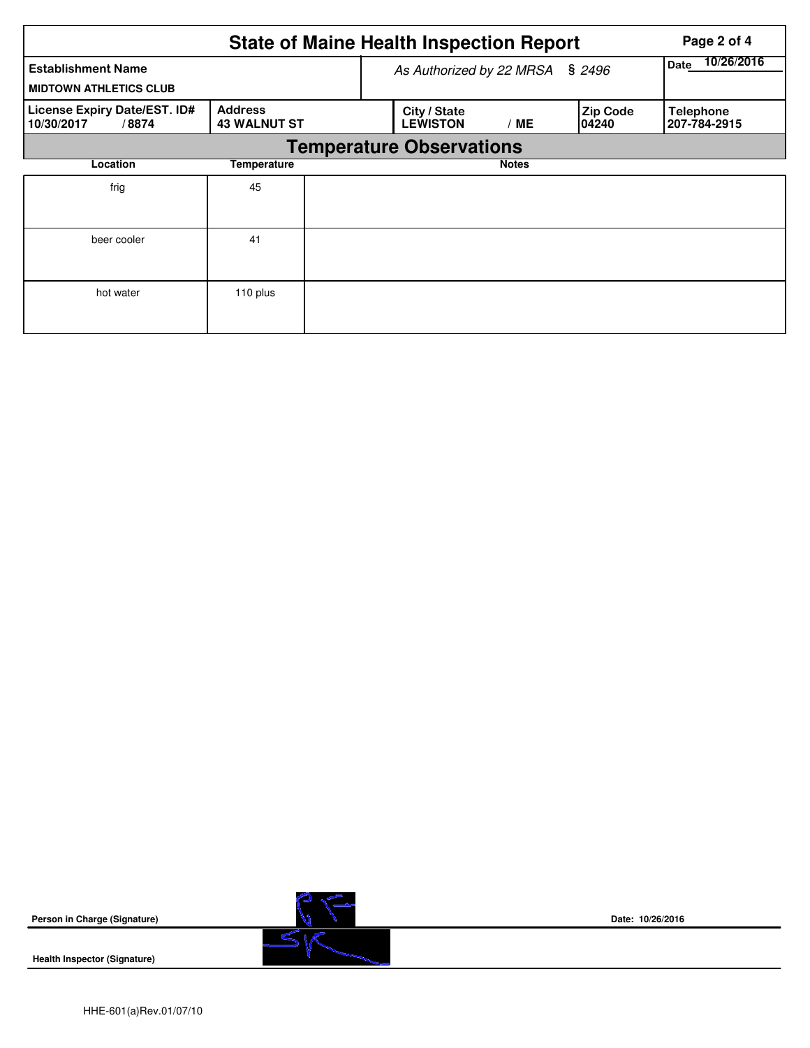# State of Maine Health Inspection Report

| Establishment Name | | As Authorized by 22 MRSA § 2496 | | | Date 10/26/2016 |
|---|---|---|---|---|---|
| MIDTOWN ATHLETICS CLUB | | | | | |
| License Expiry Date/EST. ID# | Address | City / State | | Zip Code | Telephone |
| 10/30/2017 / 8874 | 43 WALNUT ST | LEWISTON | / ME | 04240 | 207-784-2915 |

## Temperature Observations

| Location | Temperature | Notes |
|---|---|---|
| frig | 45 | |
| beer cooler | 41 | |
| hot water | 110 plus | |

**Person in Charge (Signature)**

**Date:** 10/26/2016

**Health Inspector (Signature)**

HHE-601(a)Rev.01/07/10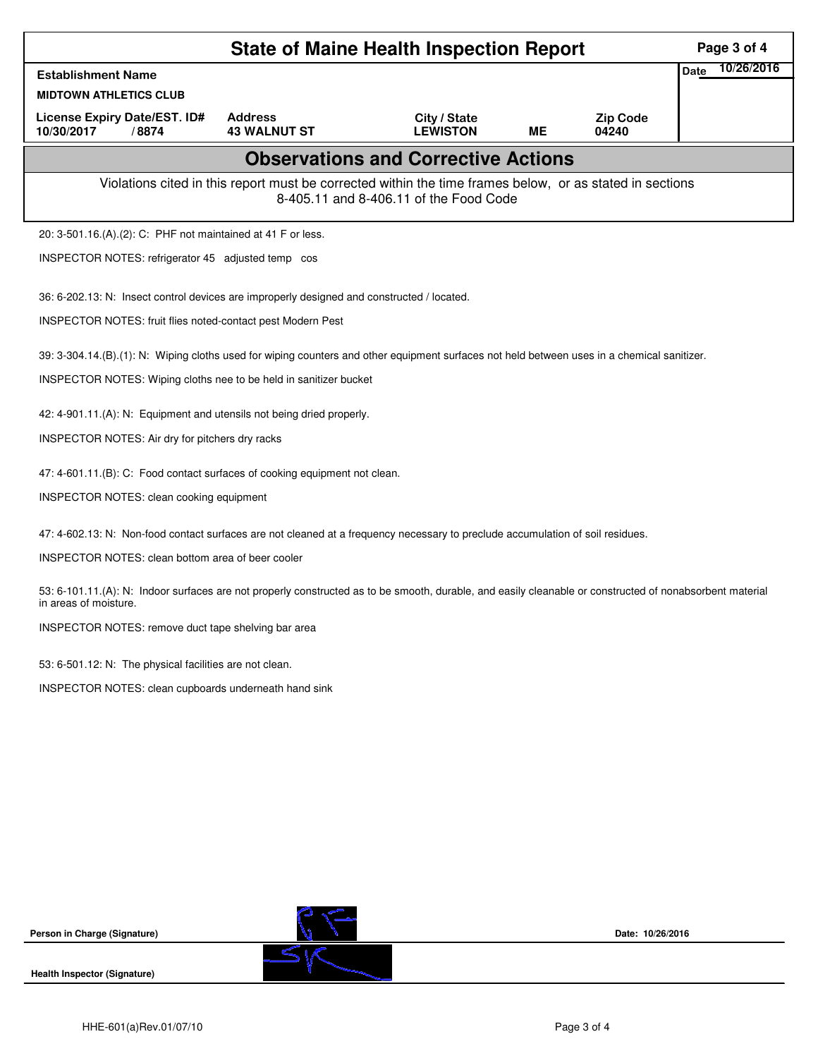# State of Maine Health Inspection Report

| Establishment Name | | | | | Date 10/26/2016 |
|---|---|---|---|---|---|
| MIDTOWN ATHLETICS CLUB | | | | | |
| License Expiry Date/EST. ID# | Address | City / State | | Zip Code | |
| 10/30/2017 / 8874 | 43 WALNUT ST | LEWISTON | ME | 04240 | |

## Observations and Corrective Actions

Violations cited in this report must be corrected within the time frames below, or as stated in sections 8-405.11 and 8-406.11 of the Food Code

20: 3-501.16.(A).(2): C: PHF not maintained at 41 F or less.

INSPECTOR NOTES: refrigerator 45 adjusted temp cos

36: 6-202.13: N: Insect control devices are improperly designed and constructed / located.

INSPECTOR NOTES: fruit flies noted-contact pest Modern Pest

39: 3-304.14.(B).(1): N: Wiping cloths used for wiping counters and other equipment surfaces not held between uses in a chemical sanitizer.

INSPECTOR NOTES: Wiping cloths nee to be held in sanitizer bucket

42: 4-901.11.(A): N: Equipment and utensils not being dried properly.

INSPECTOR NOTES: Air dry for pitchers dry racks

47: 4-601.11.(B): C: Food contact surfaces of cooking equipment not clean.

INSPECTOR NOTES: clean cooking equipment

47: 4-602.13: N: Non-food contact surfaces are not cleaned at a frequency necessary to preclude accumulation of soil residues.

INSPECTOR NOTES: clean bottom area of beer cooler

53: 6-101.11.(A): N: Indoor surfaces are not properly constructed as to be smooth, durable, and easily cleanable or constructed of nonabsorbent material in areas of moisture.

INSPECTOR NOTES: remove duct tape shelving bar area

53: 6-501.12: N: The physical facilities are not clean.

INSPECTOR NOTES: clean cupboards underneath hand sink

Person in Charge (Signature) Date: 10/26/2016

Health Inspector (Signature)

HHE-601(a)Rev.01/07/10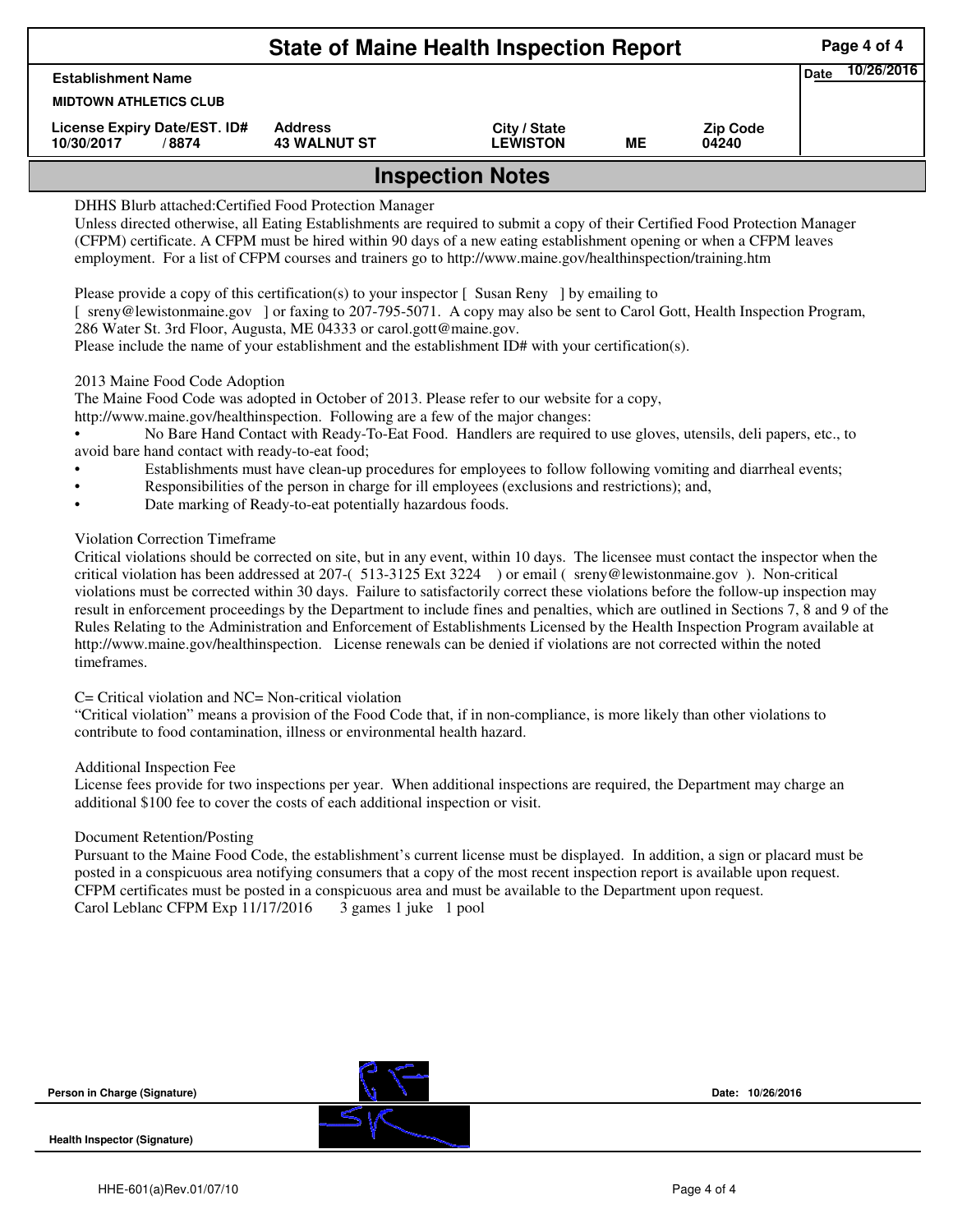# State of Maine Health Inspection Report

| Establishment Name | | | | | Date 10/26/2016 |
|---|---|---|---|---|---|
| MIDTOWN ATHLETICS CLUB | | | | | |
| License Expiry Date/EST. ID# | Address | City / State | | Zip Code | |
| 10/30/2017 / 8874 | 43 WALNUT ST | LEWISTON | ME | 04240 | |

## Inspection Notes

DHHS Blurb attached:Certified Food Protection Manager

Unless directed otherwise, all Eating Establishments are required to submit a copy of their Certified Food Protection Manager (CFPM) certificate. A CFPM must be hired within 90 days of a new eating establishment opening or when a CFPM leaves employment. For a list of CFPM courses and trainers go to http://www.maine.gov/healthinspection/training.htm

Please provide a copy of this certification(s) to your inspector [ Susan Reny ] by emailing to [ sreny@lewistonmaine.gov ] or faxing to 207-795-5071. A copy may also be sent to Carol Gott, Health Inspection Program, 286 Water St. 3rd Floor, Augusta, ME 04333 or carol.gott@maine.gov.

Please include the name of your establishment and the establishment ID# with your certification(s).

2013 Maine Food Code Adoption

The Maine Food Code was adopted in October of 2013. Please refer to our website for a copy, http://www.maine.gov/healthinspection. Following are a few of the major changes:

- No Bare Hand Contact with Ready-To-Eat Food. Handlers are required to use gloves, utensils, deli papers, etc., to avoid bare hand contact with ready-to-eat food;
- Establishments must have clean-up procedures for employees to follow following vomiting and diarrheal events;
- Responsibilities of the person in charge for ill employees (exclusions and restrictions); and,
- Date marking of Ready-to-eat potentially hazardous foods.

Violation Correction Timeframe

Critical violations should be corrected on site, but in any event, within 10 days. The licensee must contact the inspector when the critical violation has been addressed at 207-( 513-3125 Ext 3224 ) or email ( sreny@lewistonmaine.gov ). Non-critical violations must be corrected within 30 days. Failure to satisfactorily correct these violations before the follow-up inspection may result in enforcement proceedings by the Department to include fines and penalties, which are outlined in Sections 7, 8 and 9 of the Rules Relating to the Administration and Enforcement of Establishments Licensed by the Health Inspection Program available at http://www.maine.gov/healthinspection. License renewals can be denied if violations are not corrected within the noted timeframes.

C= Critical violation and NC= Non-critical violation

"Critical violation" means a provision of the Food Code that, if in non-compliance, is more likely than other violations to contribute to food contamination, illness or environmental health hazard.

Additional Inspection Fee

License fees provide for two inspections per year. When additional inspections are required, the Department may charge an additional $100 fee to cover the costs of each additional inspection or visit.

Document Retention/Posting

Pursuant to the Maine Food Code, the establishment's current license must be displayed. In addition, a sign or placard must be posted in a conspicuous area notifying consumers that a copy of the most recent inspection report is available upon request. CFPM certificates must be posted in a conspicuous area and must be available to the Department upon request.

Carol Leblanc CFPM Exp 11/17/2016 3 games 1 juke 1 pool

Person in Charge (Signature) Date: 10/26/2016

Health Inspector (Signature)

HHE-601(a)Rev.01/07/10